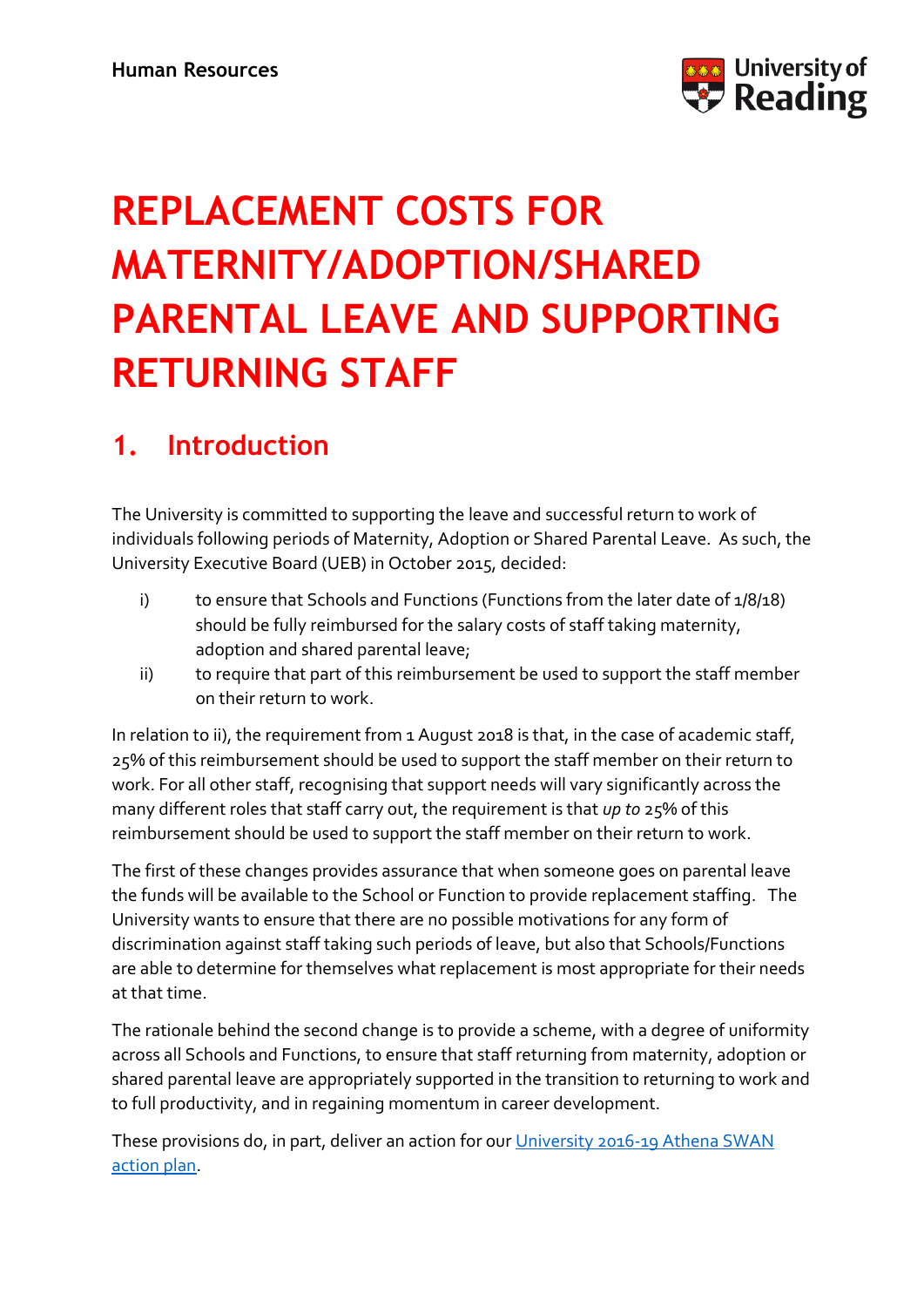Human Resources

# REPLACEMENT COSTS FOR MATERNITY/ADOPTION/SHARED PARENTAL LEAVE AND SUPPORTING RETURNING STAFF

## 1. Introduction

The University is committed to supporting the leave and successful return to work of individuals following periods of Maternity, Adoption or Shared Parental Leave. As such, the University Executive Board (UEB) in October 2015, decided:

i) to ensure that Schools and Functions (Functions from the later date of 1/8/18) should be fully reimbursed for the salary costs of staff taking maternity, adoption and shared parental leave;

ii) to require that part of this reimbursement be used to support the staff member on their return to work.

In relation to ii), the requirement from 1 August 2018 is that, in the case of academic staff, 25% of this reimbursement should be used to support the staff member on their return to work. For all other staff, recognising that support needs will vary significantly across the many different roles that staff carry out, the requirement is that *up to* 25% of this reimbursement should be used to support the staff member on their return to work.

The first of these changes provides assurance that when someone goes on parental leave the funds will be available to the School or Function to provide replacement staffing. The University wants to ensure that there are no possible motivations for any form of discrimination against staff taking such periods of leave, but also that Schools/Functions are able to determine for themselves what replacement is most appropriate for their needs at that time.

The rationale behind the second change is to provide a scheme, with a degree of uniformity across all Schools and Functions, to ensure that staff returning from maternity, adoption or shared parental leave are appropriately supported in the transition to returning to work and to full productivity, and in regaining momentum in career development.

These provisions do, in part, deliver an action for our University 2016-19 Athena SWAN action plan.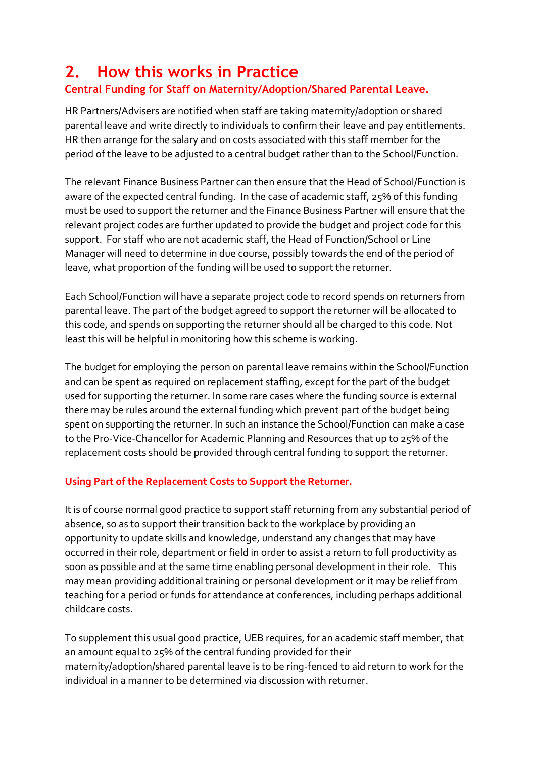## 2. How this works in Practice

### Central Funding for Staff on Maternity/Adoption/Shared Parental Leave.

HR Partners/Advisers are notified when staff are taking maternity/adoption or shared parental leave and write directly to individuals to confirm their leave and pay entitlements. HR then arrange for the salary and on costs associated with this staff member for the period of the leave to be adjusted to a central budget rather than to the School/Function.

The relevant Finance Business Partner can then ensure that the Head of School/Function is aware of the expected central funding. In the case of academic staff, 25% of this funding must be used to support the returner and the Finance Business Partner will ensure that the relevant project codes are further updated to provide the budget and project code for this support. For staff who are not academic staff, the Head of Function/School or Line Manager will need to determine in due course, possibly towards the end of the period of leave, what proportion of the funding will be used to support the returner.

Each School/Function will have a separate project code to record spends on returners from parental leave. The part of the budget agreed to support the returner will be allocated to this code, and spends on supporting the returner should all be charged to this code. Not least this will be helpful in monitoring how this scheme is working.

The budget for employing the person on parental leave remains within the School/Function and can be spent as required on replacement staffing, except for the part of the budget used for supporting the returner. In some rare cases where the funding source is external there may be rules around the external funding which prevent part of the budget being spent on supporting the returner. In such an instance the School/Function can make a case to the Pro-Vice-Chancellor for Academic Planning and Resources that up to 25% of the replacement costs should be provided through central funding to support the returner.

### Using Part of the Replacement Costs to Support the Returner.

It is of course normal good practice to support staff returning from any substantial period of absence, so as to support their transition back to the workplace by providing an opportunity to update skills and knowledge, understand any changes that may have occurred in their role, department or field in order to assist a return to full productivity as soon as possible and at the same time enabling personal development in their role. This may mean providing additional training or personal development or it may be relief from teaching for a period or funds for attendance at conferences, including perhaps additional childcare costs.

To supplement this usual good practice, UEB requires, for an academic staff member, that an amount equal to 25% of the central funding provided for their maternity/adoption/shared parental leave is to be ring-fenced to aid return to work for the individual in a manner to be determined via discussion with returner.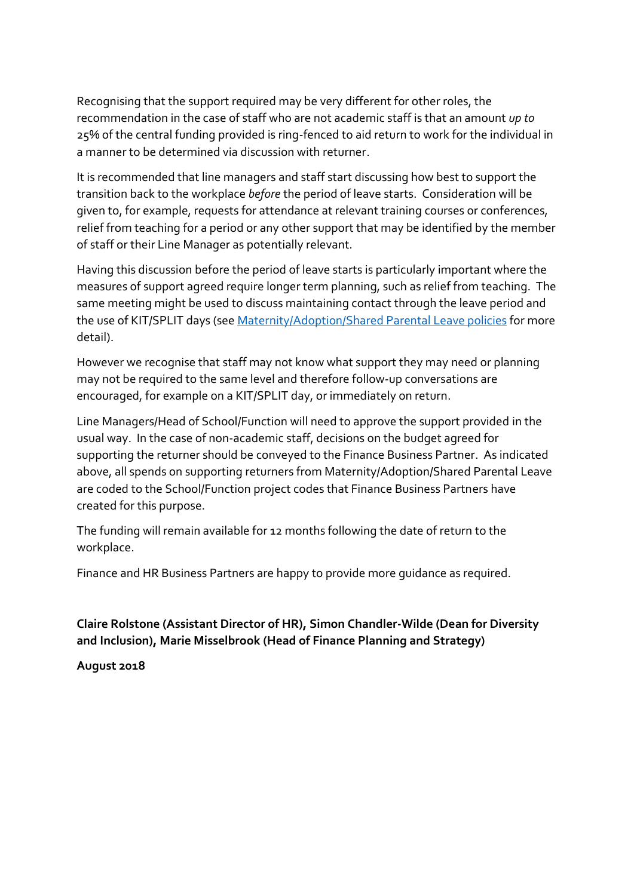Recognising that the support required may be very different for other roles, the recommendation in the case of staff who are not academic staff is that an amount *up to* 25% of the central funding provided is ring-fenced to aid return to work for the individual in a manner to be determined via discussion with returner.

It is recommended that line managers and staff start discussing how best to support the transition back to the workplace *before* the period of leave starts. Consideration will be given to, for example, requests for attendance at relevant training courses or conferences, relief from teaching for a period or any other support that may be identified by the member of staff or their Line Manager as potentially relevant.

Having this discussion before the period of leave starts is particularly important where the measures of support agreed require longer term planning, such as relief from teaching. The same meeting might be used to discuss maintaining contact through the leave period and the use of KIT/SPLIT days (see Maternity/Adoption/Shared Parental Leave policies for more detail).

However we recognise that staff may not know what support they may need or planning may not be required to the same level and therefore follow-up conversations are encouraged, for example on a KIT/SPLIT day, or immediately on return.

Line Managers/Head of School/Function will need to approve the support provided in the usual way. In the case of non-academic staff, decisions on the budget agreed for supporting the returner should be conveyed to the Finance Business Partner. As indicated above, all spends on supporting returners from Maternity/Adoption/Shared Parental Leave are coded to the School/Function project codes that Finance Business Partners have created for this purpose.

The funding will remain available for 12 months following the date of return to the workplace.

Finance and HR Business Partners are happy to provide more guidance as required.

**Claire Rolstone (Assistant Director of HR), Simon Chandler-Wilde (Dean for Diversity and Inclusion), Marie Misselbrook (Head of Finance Planning and Strategy)**

**August 2018**